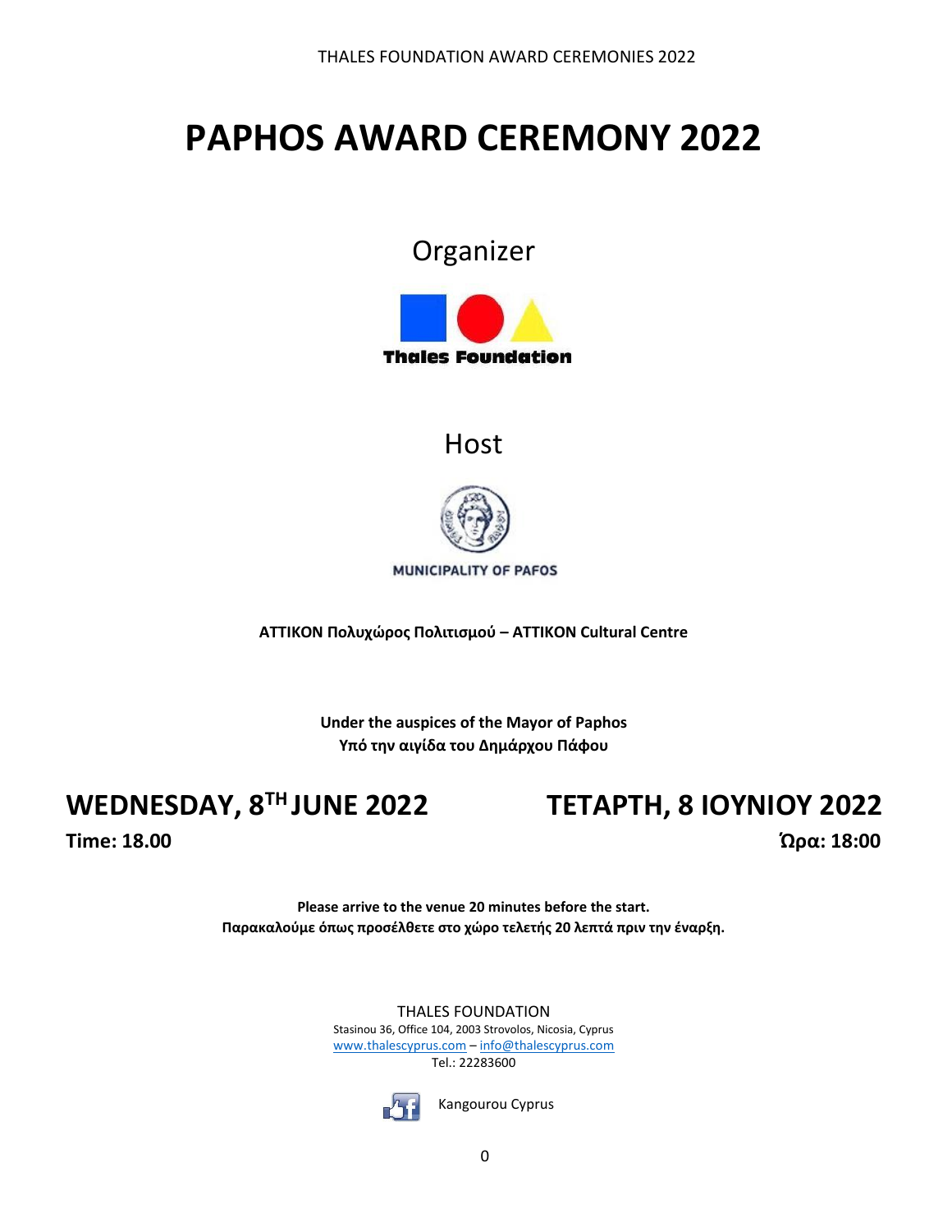# PAPHOS AWARD CEREMONY 2022

Organizer

Thales Foundation

Host

MUNICIPALITY OF PAFOS

**ATTIKON Πολυχώρος Πολιτισμού – ATTIKON Cultural Centre**

**Under the auspices of the Mayor of Paphos**
**Υπό την αιγίδα του Δημάρχου Πάφου**

## WEDNESDAY, 8TH JUNE 2022

**Time: 18.00**

## ΤΕΤΑΡΤΗ, 8 ΙΟΥΝΙΟΥ 2022

**Ώρα: 18:00**

**Please arrive to the venue 20 minutes before the start.**
**Παρακαλούμε όπως προσέλθετε στο χώρο τελετής 20 λεπτά πριν την έναρξη.**

THALES FOUNDATION
Stasinou 36, Office 104, 2003 Strovolos, Nicosia, Cyprus
www.thalescyprus.com – info@thalescyprus.com
Tel.: 22283600

Kangourou Cyprus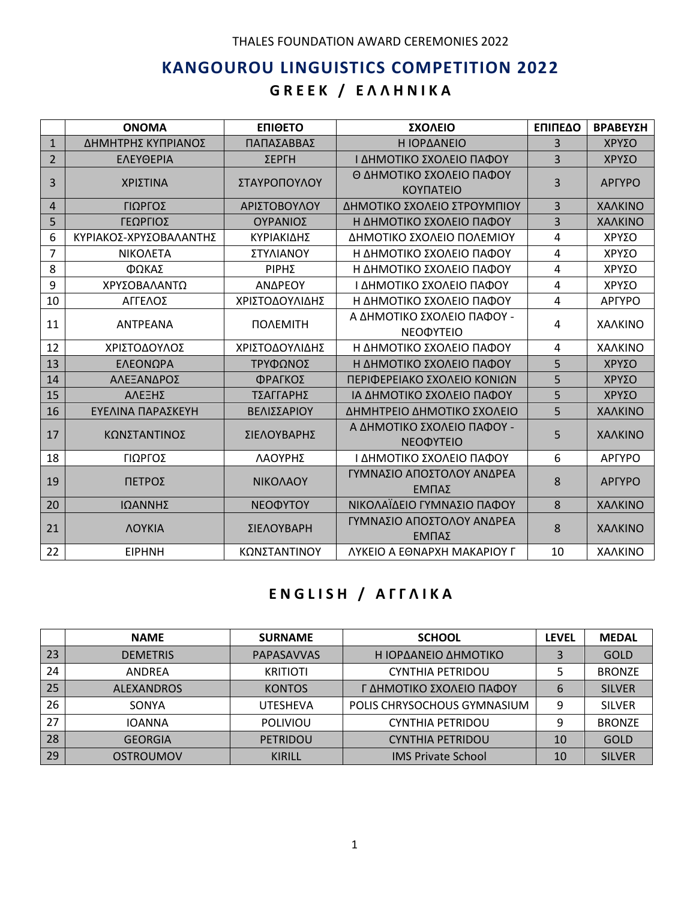THALES FOUNDATION AWARD CEREMONIES 2022

# KANGOUROU LINGUISTICS COMPETITION 2022

## GREEK / ΕΛΛΗΝΙΚΑ

| | ΟΝΟΜΑ | ΕΠΙΘΕΤΟ | ΣΧΟΛΕΙΟ | ΕΠΙΠΕΔΟ | ΒΡΑΒΕΥΣΗ |
|---|---|---|---|---|---|
| 1 | ΔΗΜΗΤΡΗΣ ΚΥΠΡΙΑΝΟΣ | ΠΑΠΑΣΑΒΒΑΣ | Η ΙΟΡΔΑΝΕΙΟ | 3 | ΧΡΥΣΟ |
| 2 | ΕΛΕΥΘΕΡΙΑ | ΣΕΡΓΗ | Ι ΔΗΜΟΤΙΚΟ ΣΧΟΛΕΙΟ ΠΑΦΟΥ | 3 | ΧΡΥΣΟ |
| 3 | ΧΡΙΣΤΙΝΑ | ΣΤΑΥΡΟΠΟΥΛΟΥ | Θ ΔΗΜΟΤΙΚΟ ΣΧΟΛΕΙΟ ΠΑΦΟΥ ΚΟΥΠΑΤΕΙΟ | 3 | ΑΡΓΥΡΟ |
| 4 | ΓΙΩΡΓΟΣ | ΑΡΙΣΤΟΒΟΥΛΟΥ | ΔΗΜΟΤΙΚΟ ΣΧΟΛΕΙΟ ΣΤΡΟΥΜΠΙΟΥ | 3 | ΧΑΛΚΙΝΟ |
| 5 | ΓΕΩΡΓΙΟΣ | ΟΥΡΑΝΙΟΣ | Η ΔΗΜΟΤΙΚΟ ΣΧΟΛΕΙΟ ΠΑΦΟΥ | 3 | ΧΑΛΚΙΝΟ |
| 6 | ΚΥΡΙΑΚΟΣ-ΧΡΥΣΟΒΑΛΑΝΤΗΣ | ΚΥΡΙΑΚΙΔΗΣ | ΔΗΜΟΤΙΚΟ ΣΧΟΛΕΙΟ ΠΟΛΕΜΙΟΥ | 4 | ΧΡΥΣΟ |
| 7 | ΝΙΚΟΛΕΤΑ | ΣΤΥΛΙΑΝΟΥ | Η ΔΗΜΟΤΙΚΟ ΣΧΟΛΕΙΟ ΠΑΦΟΥ | 4 | ΧΡΥΣΟ |
| 8 | ΦΩΚΑΣ | ΡΙΡΗΣ | Η ΔΗΜΟΤΙΚΟ ΣΧΟΛΕΙΟ ΠΑΦΟΥ | 4 | ΧΡΥΣΟ |
| 9 | ΧΡΥΣΟΒΑΛΑΝΤΩ | ΑΝΔΡΕΟΥ | Ι ΔΗΜΟΤΙΚΟ ΣΧΟΛΕΙΟ ΠΑΦΟΥ | 4 | ΧΡΥΣΟ |
| 10 | ΑΓΓΕΛΟΣ | ΧΡΙΣΤΟΔΟΥΛΙΔΗΣ | Η ΔΗΜΟΤΙΚΟ ΣΧΟΛΕΙΟ ΠΑΦΟΥ | 4 | ΑΡΓΥΡΟ |
| 11 | ΑΝΤΡΕΑΝΑ | ΠΟΛΕΜΙΤΗ | Α ΔΗΜΟΤΙΚΟ ΣΧΟΛΕΙΟ ΠΑΦΟΥ - ΝΕΟΦΥΤΕΙΟ | 4 | ΧΑΛΚΙΝΟ |
| 12 | ΧΡΙΣΤΟΔΟΥΛΟΣ | ΧΡΙΣΤΟΔΟΥΛΙΔΗΣ | Η ΔΗΜΟΤΙΚΟ ΣΧΟΛΕΙΟ ΠΑΦΟΥ | 4 | ΧΑΛΚΙΝΟ |
| 13 | ΕΛΕΟΝΩΡΑ | ΤΡΥΦΩΝΟΣ | Η ΔΗΜΟΤΙΚΟ ΣΧΟΛΕΙΟ ΠΑΦΟΥ | 5 | ΧΡΥΣΟ |
| 14 | ΑΛΕΞΑΝΔΡΟΣ | ΦΡΑΓΚΟΣ | ΠΕΡΙΦΕΡΕΙΑΚΟ ΣΧΟΛΕΙΟ ΚΟΝΙΩΝ | 5 | ΧΡΥΣΟ |
| 15 | ΑΛΕΞΗΣ | ΤΣΑΓΓΑΡΗΣ | ΙΑ ΔΗΜΟΤΙΚΟ ΣΧΟΛΕΙΟ ΠΑΦΟΥ | 5 | ΧΡΥΣΟ |
| 16 | ΕΥΕΛΙΝΑ ΠΑΡΑΣΚΕΥΗ | ΒΕΛΙΣΣΑΡΙΟΥ | ΔΗΜΗΤΡΕΙΟ ΔΗΜΟΤΙΚΟ ΣΧΟΛΕΙΟ | 5 | ΧΑΛΚΙΝΟ |
| 17 | ΚΩΝΣΤΑΝΤΙΝΟΣ | ΣΙΕΛΟΥΒΑΡΗΣ | Α ΔΗΜΟΤΙΚΟ ΣΧΟΛΕΙΟ ΠΑΦΟΥ - ΝΕΟΦΥΤΕΙΟ | 5 | ΧΑΛΚΙΝΟ |
| 18 | ΓΙΩΡΓΟΣ | ΛΑΟΥΡΗΣ | Ι ΔΗΜΟΤΙΚΟ ΣΧΟΛΕΙΟ ΠΑΦΟΥ | 6 | ΑΡΓΥΡΟ |
| 19 | ΠΕΤΡΟΣ | ΝΙΚΟΛΑΟΥ | ΓΥΜΝΑΣΙΟ ΑΠΟΣΤΟΛΟΥ ΑΝΔΡΕΑ ΕΜΠΑΣ | 8 | ΑΡΓΥΡΟ |
| 20 | ΙΩΑΝΝΗΣ | ΝΕΟΦΥΤΟΥ | ΝΙΚΟΛΑΪΔΕΙΟ ΓΥΜΝΑΣΙΟ ΠΑΦΟΥ | 8 | ΧΑΛΚΙΝΟ |
| 21 | ΛΟΥΚΙΑ | ΣΙΕΛΟΥΒΑΡΗ | ΓΥΜΝΑΣΙΟ ΑΠΟΣΤΟΛΟΥ ΑΝΔΡΕΑ ΕΜΠΑΣ | 8 | ΧΑΛΚΙΝΟ |
| 22 | ΕΙΡΗΝΗ | ΚΩΝΣΤΑΝΤΙΝΟΥ | ΛΥΚΕΙΟ Α ΕΘΝΑΡΧΗ ΜΑΚΑΡΙΟΥ Γ | 10 | ΧΑΛΚΙΝΟ |

## ENGLISH / ΑΓΓΛΙΚΑ

| | NAME | SURNAME | SCHOOL | LEVEL | MEDAL |
|---|---|---|---|---|---|
| 23 | DEMETRIS | PAPASAVVAS | Η ΙΟΡΔΑΝΕΙΟ ΔΗΜΟΤΙΚΟ | 3 | GOLD |
| 24 | ANDREA | KRITIOTI | CYNTHIA PETRIDOU | 5 | BRONZE |
| 25 | ALEXANDROS | KONTOS | Γ ΔΗΜΟΤΙΚΟ ΣΧΟΛΕΙΟ ΠΑΦΟΥ | 6 | SILVER |
| 26 | SONYA | UTESHEVA | POLIS CHRYSOCHOUS GYMNASIUM | 9 | SILVER |
| 27 | IOANNA | POLIVIOU | CYNTHIA PETRIDOU | 9 | BRONZE |
| 28 | GEORGIA | PETRIDOU | CYNTHIA PETRIDOU | 10 | GOLD |
| 29 | OSTROUMOV | KIRILL | IMS Private School | 10 | SILVER |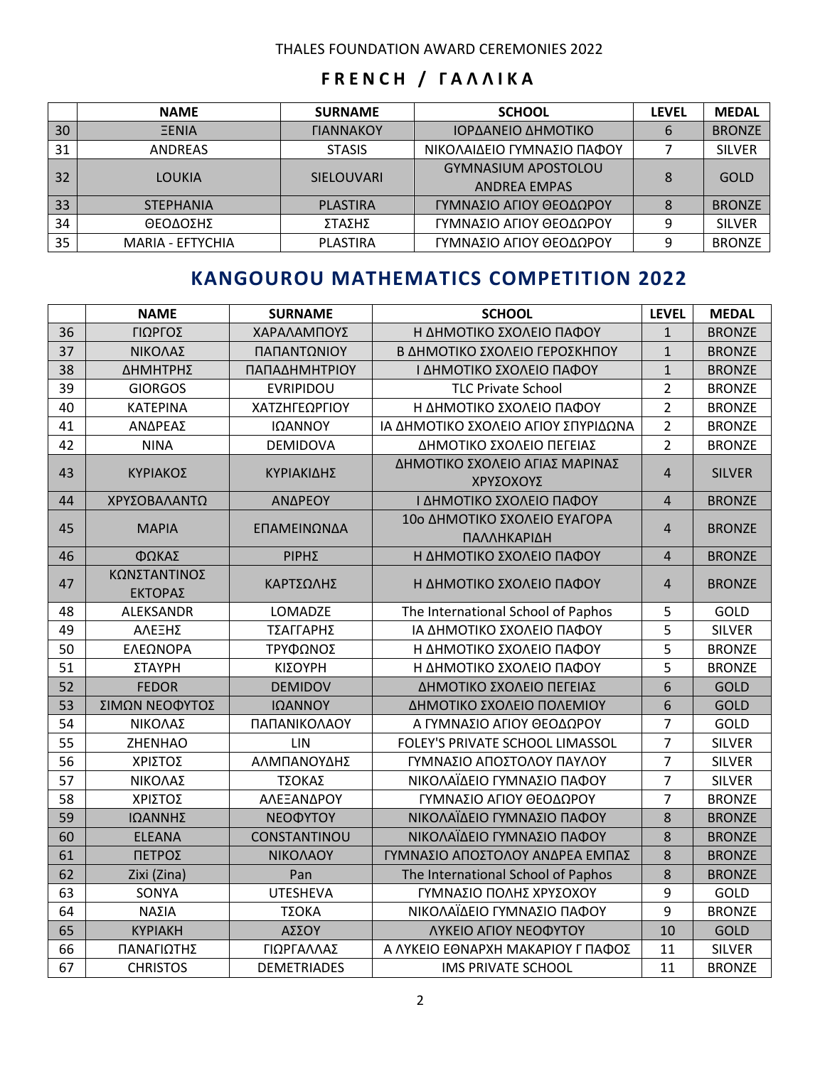THALES FOUNDATION AWARD CEREMONIES 2022

## FRENCH / ΓΑΛΛΙΚΑ

| | NAME | SURNAME | SCHOOL | LEVEL | MEDAL |
|---|---|---|---|---|---|
| 30 | ΞΕΝΙΑ | ΓΙΑΝΝΑΚΟΥ | ΙΟΡΔΑΝΕΙΟ ΔΗΜΟΤΙΚΟ | 6 | BRONZE |
| 31 | ANDREAS | STASIS | ΝΙΚΟΛΑΙΔΕΙΟ ΓΥΜΝΑΣΙΟ ΠΑΦΟΥ | 7 | SILVER |
| 32 | LOUKIA | SIELOUVARI | GYMNASIUM APOSTOLOU ANDREA EMPAS | 8 | GOLD |
| 33 | STEPHANIA | PLASTIRA | ΓΥΜΝΑΣΙΟ ΑΓΙΟΥ ΘΕΟΔΩΡΟΥ | 8 | BRONZE |
| 34 | ΘΕΟΔΟΣΗΣ | ΣΤΑΣΗΣ | ΓΥΜΝΑΣΙΟ ΑΓΙΟΥ ΘΕΟΔΩΡΟΥ | 9 | SILVER |
| 35 | MARIA - EFTYCHIA | PLASTIRA | ΓΥΜΝΑΣΙΟ ΑΓΙΟΥ ΘΕΟΔΩΡΟΥ | 9 | BRONZE |

## KANGOUROU MATHEMATICS COMPETITION 2022

| | NAME | SURNAME | SCHOOL | LEVEL | MEDAL |
|---|---|---|---|---|---|
| 36 | ΓΙΩΡΓΟΣ | ΧΑΡΑΛΑΜΠΟΥΣ | Η ΔΗΜΟΤΙΚΟ ΣΧΟΛΕΙΟ ΠΑΦΟΥ | 1 | BRONZE |
| 37 | ΝΙΚΟΛΑΣ | ΠΑΠΑΝΤΩΝΙΟΥ | Β ΔΗΜΟΤΙΚΟ ΣΧΟΛΕΙΟ ΓΕΡΟΣΚΗΠΟΥ | 1 | BRONZE |
| 38 | ΔΗΜΗΤΡΗΣ | ΠΑΠΑΔΗΜΗΤΡΙΟΥ | Ι ΔΗΜΟΤΙΚΟ ΣΧΟΛΕΙΟ ΠΑΦΟΥ | 1 | BRONZE |
| 39 | GIORGOS | EVRIPIDOU | TLC Private School | 2 | BRONZE |
| 40 | ΚΑΤΕΡΙΝΑ | ΧΑΤΖΗΓΕΩΡΓΙΟΥ | Η ΔΗΜΟΤΙΚΟ ΣΧΟΛΕΙΟ ΠΑΦΟΥ | 2 | BRONZE |
| 41 | ΑΝΔΡΕΑΣ | ΙΩΑΝΝΟΥ | ΙΑ ΔΗΜΟΤΙΚΟ ΣΧΟΛΕΙΟ ΑΓΙΟΥ ΣΠΥΡΙΔΩΝΑ | 2 | BRONZE |
| 42 | NINA | DEMIDOVA | ΔΗΜΟΤΙΚΟ ΣΧΟΛΕΙΟ ΠΕΓΕΙΑΣ | 2 | BRONZE |
| 43 | ΚΥΡΙΑΚΟΣ | ΚΥΡΙΑΚΙΔΗΣ | ΔΗΜΟΤΙΚΟ ΣΧΟΛΕΙΟ ΑΓΙΑΣ ΜΑΡΙΝΑΣ ΧΡΥΣΟΧΟΥΣ | 4 | SILVER |
| 44 | ΧΡΥΣΟΒΑΛΑΝΤΩ | ΑΝΔΡΕΟΥ | Ι ΔΗΜΟΤΙΚΟ ΣΧΟΛΕΙΟ ΠΑΦΟΥ | 4 | BRONZE |
| 45 | ΜΑΡΙΑ | ΕΠΑΜΕΙΝΩΝΔΑ | 10ο ΔΗΜΟΤΙΚΟ ΣΧΟΛΕΙΟ ΕΥΑΓΟΡΑ ΠΑΛΛΗΚΑΡΙΔΗ | 4 | BRONZE |
| 46 | ΦΩΚΑΣ | ΡΙΡΗΣ | Η ΔΗΜΟΤΙΚΟ ΣΧΟΛΕΙΟ ΠΑΦΟΥ | 4 | BRONZE |
| 47 | ΚΩΝΣΤΑΝΤΙΝΟΣ ΕΚΤΟΡΑΣ | ΚΑΡΤΣΩΛΗΣ | Η ΔΗΜΟΤΙΚΟ ΣΧΟΛΕΙΟ ΠΑΦΟΥ | 4 | BRONZE |
| 48 | ALEKSANDR | LOMADZE | The International School of Paphos | 5 | GOLD |
| 49 | ΑΛΕΞΗΣ | ΤΣΑΓΓΑΡΗΣ | ΙΑ ΔΗΜΟΤΙΚΟ ΣΧΟΛΕΙΟ ΠΑΦΟΥ | 5 | SILVER |
| 50 | ΕΛΕΩΝΟΡΑ | ΤΡΥΦΩΝΟΣ | Η ΔΗΜΟΤΙΚΟ ΣΧΟΛΕΙΟ ΠΑΦΟΥ | 5 | BRONZE |
| 51 | ΣΤΑΥΡΗ | ΚΙΣΟΥΡΗ | Η ΔΗΜΟΤΙΚΟ ΣΧΟΛΕΙΟ ΠΑΦΟΥ | 5 | BRONZE |
| 52 | FEDOR | DEMIDOV | ΔΗΜΟΤΙΚΟ ΣΧΟΛΕΙΟ ΠΕΓΕΙΑΣ | 6 | GOLD |
| 53 | ΣΙΜΩΝ ΝΕΟΦΥΤΟΣ | ΙΩΑΝΝΟΥ | ΔΗΜΟΤΙΚΟ ΣΧΟΛΕΙΟ ΠΟΛΕΜΙΟΥ | 6 | GOLD |
| 54 | ΝΙΚΟΛΑΣ | ΠΑΠΑΝΙΚΟΛΑΟΥ | Α ΓΥΜΝΑΣΙΟ ΑΓΙΟΥ ΘΕΟΔΩΡΟΥ | 7 | GOLD |
| 55 | ZHENHAO | LIN | FOLEY'S PRIVATE SCHOOL LIMASSOL | 7 | SILVER |
| 56 | ΧΡΙΣΤΟΣ | ΑΛΜΠΑΝΟΥΔΗΣ | ΓΥΜΝΑΣΙΟ ΑΠΟΣΤΟΛΟΥ ΠΑΥΛΟΥ | 7 | SILVER |
| 57 | ΝΙΚΟΛΑΣ | ΤΣΟΚΑΣ | ΝΙΚΟΛΑΪΔΕΙΟ ΓΥΜΝΑΣΙΟ ΠΑΦΟΥ | 7 | SILVER |
| 58 | ΧΡΙΣΤΟΣ | ΑΛΕΞΑΝΔΡΟΥ | ΓΥΜΝΑΣΙΟ ΑΓΙΟΥ ΘΕΟΔΩΡΟΥ | 7 | BRONZE |
| 59 | ΙΩΑΝΝΗΣ | ΝΕΟΦΥΤΟΥ | ΝΙΚΟΛΑΪΔΕΙΟ ΓΥΜΝΑΣΙΟ ΠΑΦΟΥ | 8 | BRONZE |
| 60 | ELEANA | CONSTANTINOU | ΝΙΚΟΛΑΪΔΕΙΟ ΓΥΜΝΑΣΙΟ ΠΑΦΟΥ | 8 | BRONZE |
| 61 | ΠΕΤΡΟΣ | ΝΙΚΟΛΑΟΥ | ΓΥΜΝΑΣΙΟ ΑΠΟΣΤΟΛΟΥ ΑΝΔΡΕΑ ΕΜΠΑΣ | 8 | BRONZE |
| 62 | Zixi (Zina) | Pan | The International School of Paphos | 8 | BRONZE |
| 63 | SONYA | UTESHEVA | ΓΥΜΝΑΣΙΟ ΠΟΛΗΣ ΧΡΥΣΟΧΟΥ | 9 | GOLD |
| 64 | ΝΑΣΙΑ | ΤΣΟΚΑ | ΝΙΚΟΛΑΪΔΕΙΟ ΓΥΜΝΑΣΙΟ ΠΑΦΟΥ | 9 | BRONZE |
| 65 | ΚΥΡΙΑΚΗ | ΑΣΣΟΥ | ΛΥΚΕΙΟ ΑΓΙΟΥ ΝΕΟΦΥΤΟΥ | 10 | GOLD |
| 66 | ΠΑΝΑΓΙΩΤΗΣ | ΓΙΩΡΓΑΛΛΑΣ | Α ΛΥΚΕΙΟ ΕΘΝΑΡΧΗ ΜΑΚΑΡΙΟΥ Γ ΠΑΦΟΣ | 11 | SILVER |
| 67 | CHRISTOS | DEMETRIADES | IMS PRIVATE SCHOOL | 11 | BRONZE |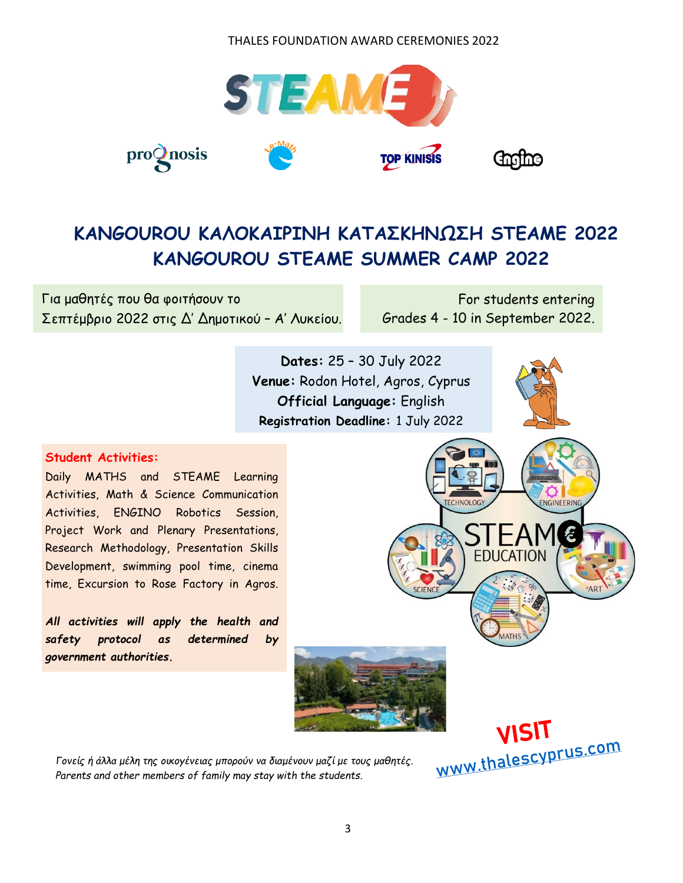# KANGOUROU ΚΑΛΟΚΑΙΡΙΝΗ ΚΑΤΑΣΚΗΝΩΣΗ STEAME 2022
# KANGOUROU STEAME SUMMER CAMP 2022

Για μαθητές που θα φοιτήσουν το Σεπτέμβριο 2022 στις Δ' Δημοτικού – Α' Λυκείου.

For students entering Grades 4 - 10 in September 2022.

**Dates:** 25 – 30 July 2022
**Venue:** Rodon Hotel, Agros, Cyprus
**Official Language:** English
**Registration Deadline:** 1 July 2022

**Student Activities:**

Daily MATHS and STEAME Learning Activities, Math & Science Communication Activities, ENGINO Robotics Session, Project Work and Plenary Presentations, Research Methodology, Presentation Skills Development, swimming pool time, cinema time, Excursion to Rose Factory in Agros.

***All activities will apply the health and safety protocol as determined by government authorities.***

*Γονείς ή άλλα μέλη της οικογένειας μπορούν να διαμένουν μαζί με τους μαθητές.*
*Parents and other members of family may stay with the students.*

**VISIT**
www.thalescyprus.com